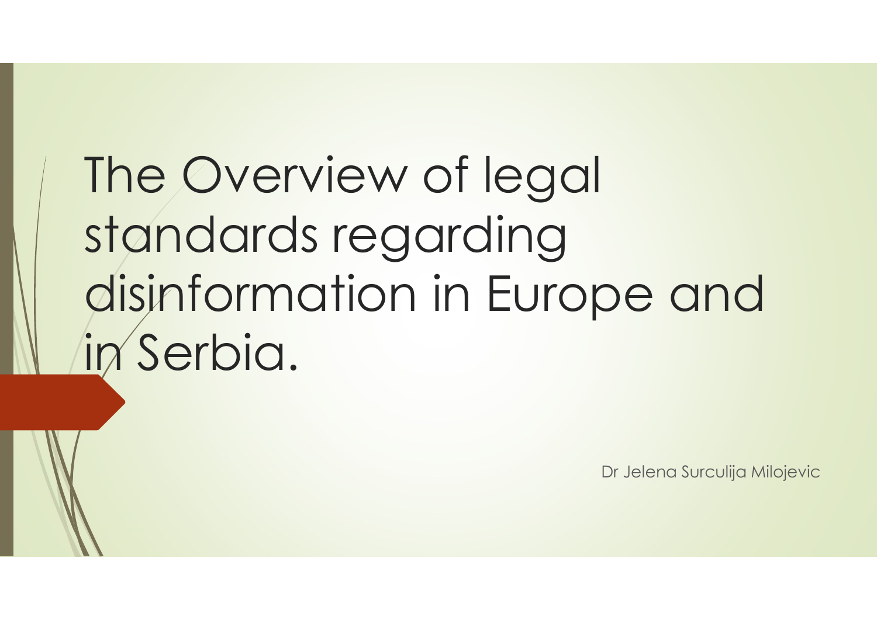# The Overview of legal standards regarding disinformation in Europe and in Serbia.

Dr Jelena Surculija Milojevic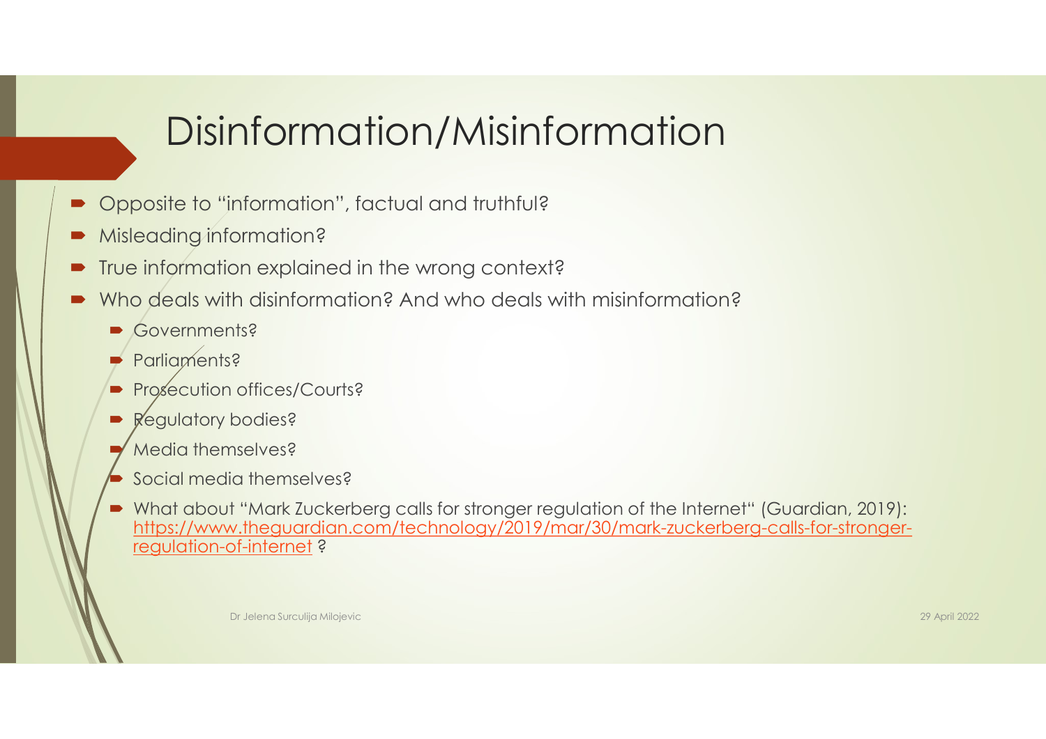# Disinformation/Misinformation

- Opposite to "information", factual and truthful?
- Misleading information?
- True information explained in the wrong context?
- Who deals with disinformation? And who deals with misinformation?
  - Governments?
  - Parliaments?
  - Prosecution offices/Courts?
  - Regulatory bodies?
  - Media themselves?
  - Social media themselves?
  - What about "Mark Zuckerberg calls for stronger regulation of the Internet" (Guardian, 2019): [https://www.theguardian.com/technology/2019/mar/30/mark-zuckerberg-calls-for-stronger-regulation-of-internet](https://www.theguardian.com/technology/2019/mar/30/mark-zuckerberg-calls-for-stronger-regulation-of-internet) ?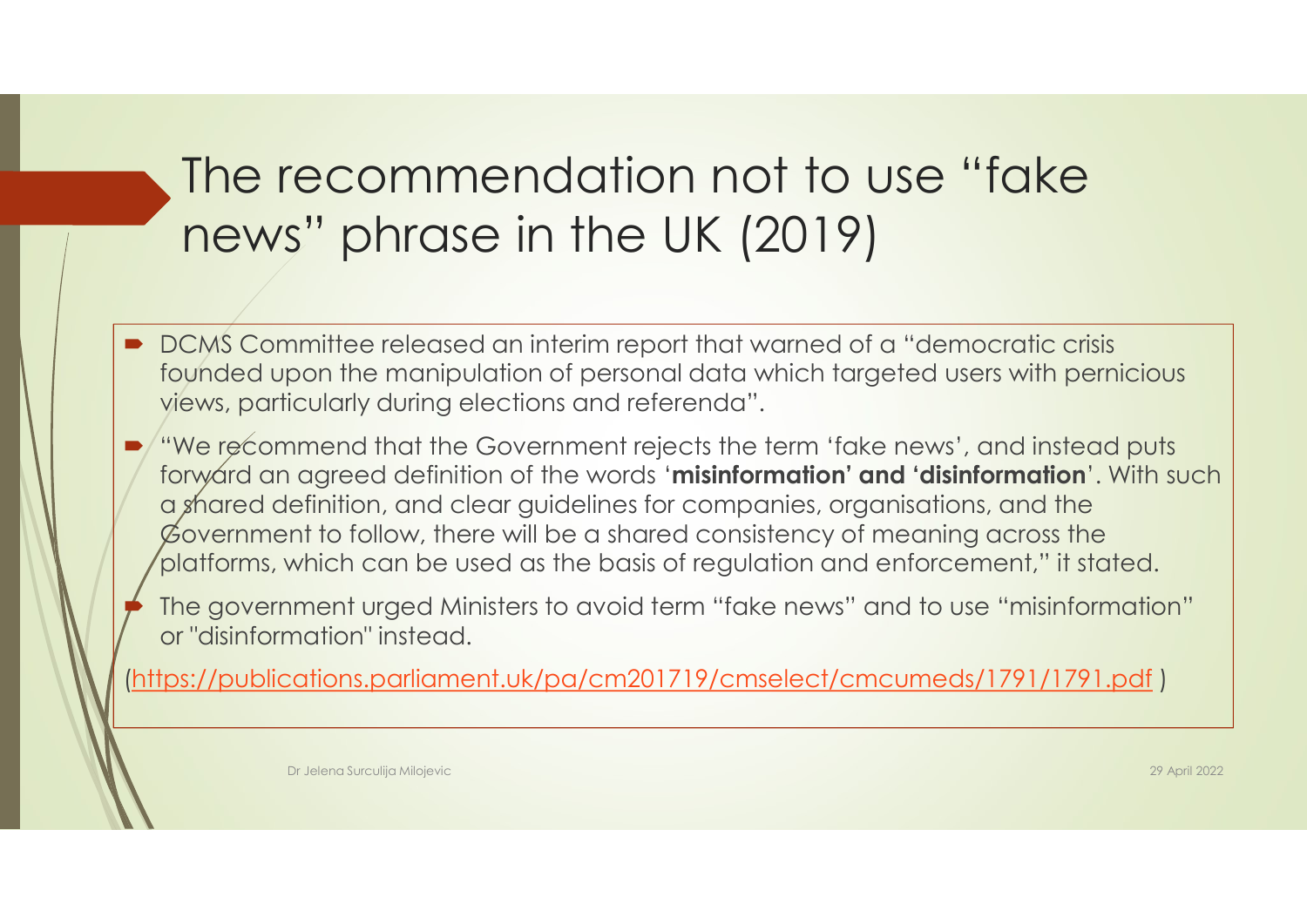# The recommendation not to use "fake news" phrase in the UK (2019)

- DCMS Committee released an interim report that warned of a "democratic crisis founded upon the manipulation of personal data which targeted users with pernicious views, particularly during elections and referenda".
- "We recommend that the Government rejects the term 'fake news', and instead puts forward an agreed definition of the words '**misinformation' and 'disinformation**'. With such a shared definition, and clear guidelines for companies, organisations, and the Government to follow, there will be a shared consistency of meaning across the platforms, which can be used as the basis of regulation and enforcement," it stated.
- The government urged Ministers to avoid term "fake news" and to use "misinformation" or "disinformation" instead.

(https://publications.parliament.uk/pa/cm201719/cmselect/cmcumeds/1791/1791.pdf )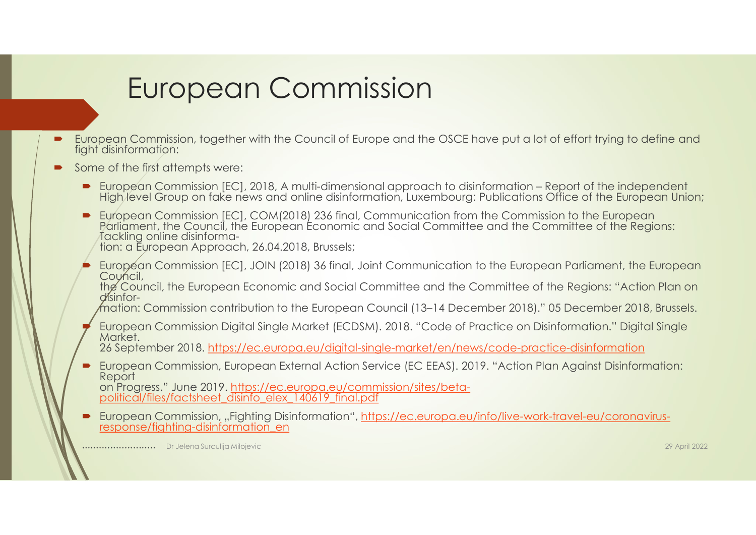# European Commission

- European Commission, together with the Council of Europe and the OSCE have put a lot of effort trying to define and fight disinformation:
- Some of the first attempts were:
  - European Commission [EC], 2018, A multi-dimensional approach to disinformation – Report of the independent High level Group on fake news and online disinformation, Luxembourg: Publications Office of the European Union;
  - European Commission [EC], COM(2018) 236 final, Communication from the Commission to the European Parliament, the Council, the European Economic and Social Committee and the Committee of the Regions: Tackling online disinforma-
    tion: a European Approach, 26.04.2018, Brussels;
  - European Commission [EC], JOIN (2018) 36 final, Joint Communication to the European Parliament, the European Council,
    the Council, the European Economic and Social Committee and the Committee of the Regions: "Action Plan on disinfor-
    mation: Commission contribution to the European Council (13–14 December 2018)." 05 December 2018, Brussels.
  - European Commission Digital Single Market (ECDSM). 2018. "Code of Practice on Disinformation." Digital Single Market.
    26 September 2018. https://ec.europa.eu/digital-single-market/en/news/code-practice-disinformation
  - European Commission, European External Action Service (EC EEAS). 2019. "Action Plan Against Disinformation: Report
    on Progress." June 2019. https://ec.europa.eu/commission/sites/beta-political/files/factsheet_disinfo_elex_140619_final.pdf
  - European Commission, „Fighting Disinformation", https://ec.europa.eu/info/live-work-travel-eu/coronavirus-response/fighting-disinformation_en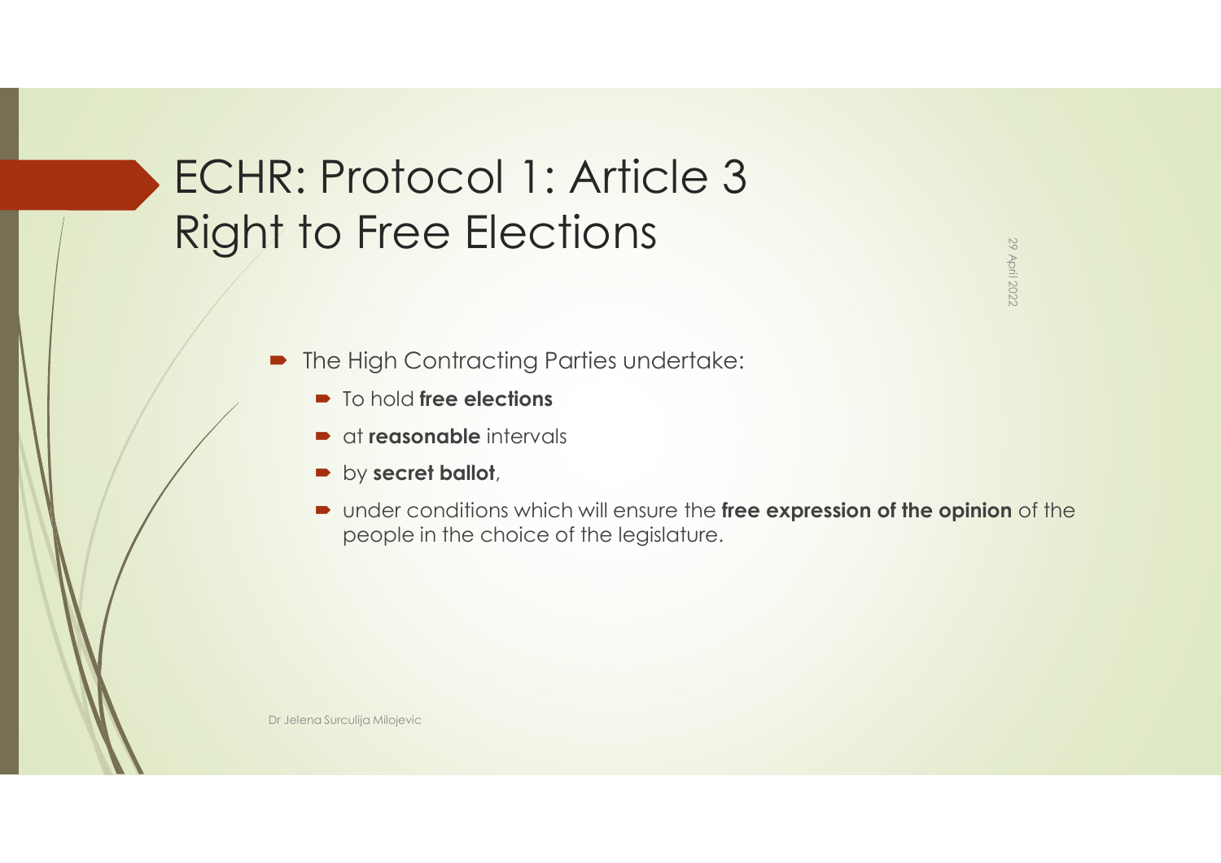# ECHR: Protocol 1: Article 3 Right to Free Elections

- The High Contracting Parties undertake:
  - To hold **free elections**
  - at **reasonable** intervals
  - by **secret ballot**,
  - under conditions which will ensure the **free expression of the opinion** of the people in the choice of the legislature.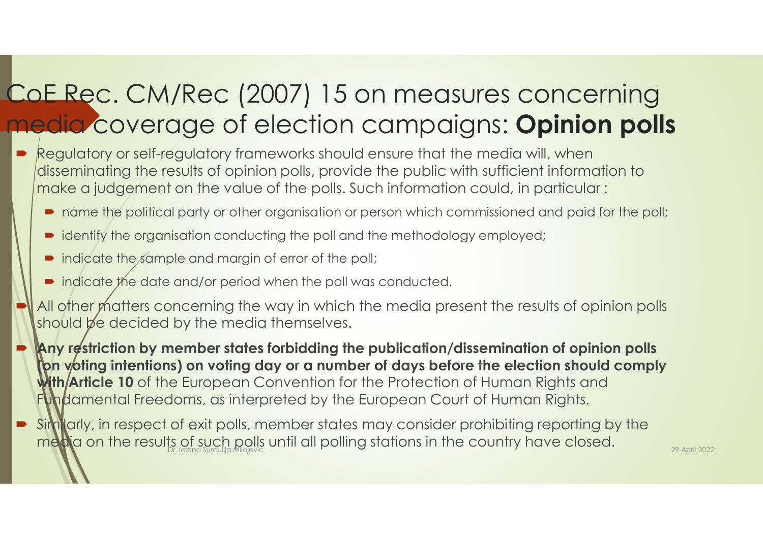# CoE Rec. CM/Rec (2007) 15 on measures concerning media coverage of election campaigns: **Opinion polls**

- Regulatory or self-regulatory frameworks should ensure that the media will, when disseminating the results of opinion polls, provide the public with sufficient information to make a judgement on the value of the polls. Such information could, in particular :
  - name the political party or other organisation or person which commissioned and paid for the poll;
  - identify the organisation conducting the poll and the methodology employed;
  - indicate the sample and margin of error of the poll;
  - indicate the date and/or period when the poll was conducted.
- All other matters concerning the way in which the media present the results of opinion polls should be decided by the media themselves.
- **Any restriction by member states forbidding the publication/dissemination of opinion polls (on voting intentions) on voting day or a number of days before the election should comply with Article 10** of the European Convention for the Protection of Human Rights and Fundamental Freedoms, as interpreted by the European Court of Human Rights.
- Similarly, in respect of exit polls, member states may consider prohibiting reporting by the media on the results of such polls until all polling stations in the country have closed.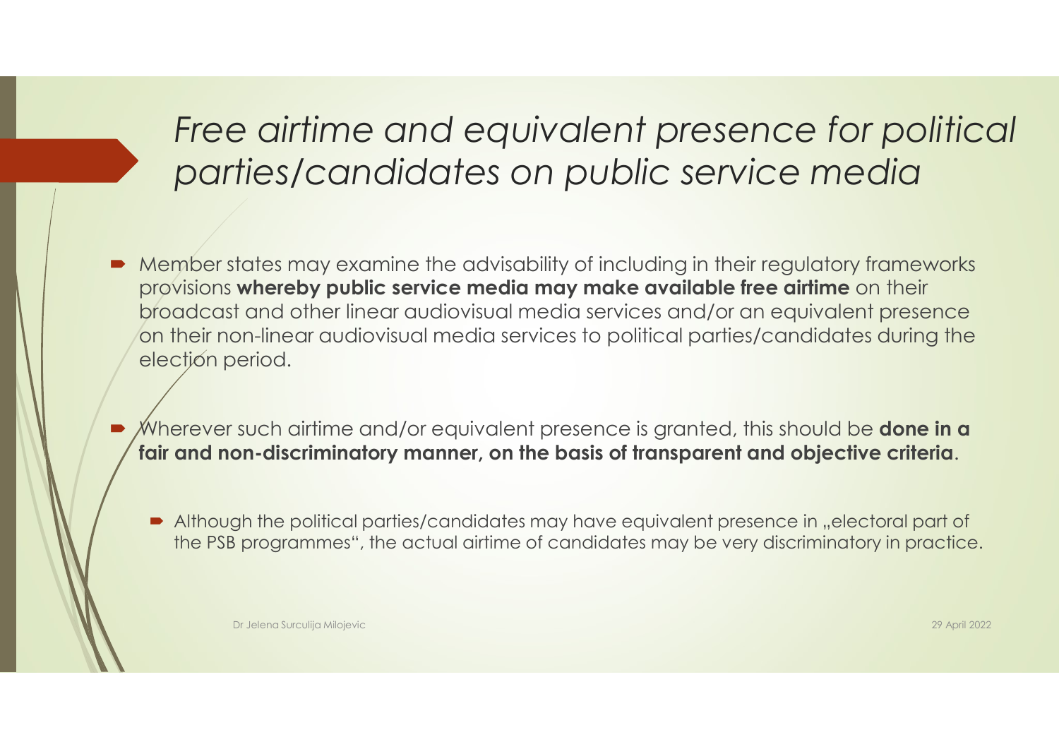# *Free airtime and equivalent presence for political parties/candidates on public service media*

- Member states may examine the advisability of including in their regulatory frameworks provisions **whereby public service media may make available free airtime** on their broadcast and other linear audiovisual media services and/or an equivalent presence on their non-linear audiovisual media services to political parties/candidates during the election period.

- Wherever such airtime and/or equivalent presence is granted, this should be **done in a fair and non-discriminatory manner, on the basis of transparent and objective criteria**.

  - Although the political parties/candidates may have equivalent presence in „electoral part of the PSB programmes", the actual airtime of candidates may be very discriminatory in practice.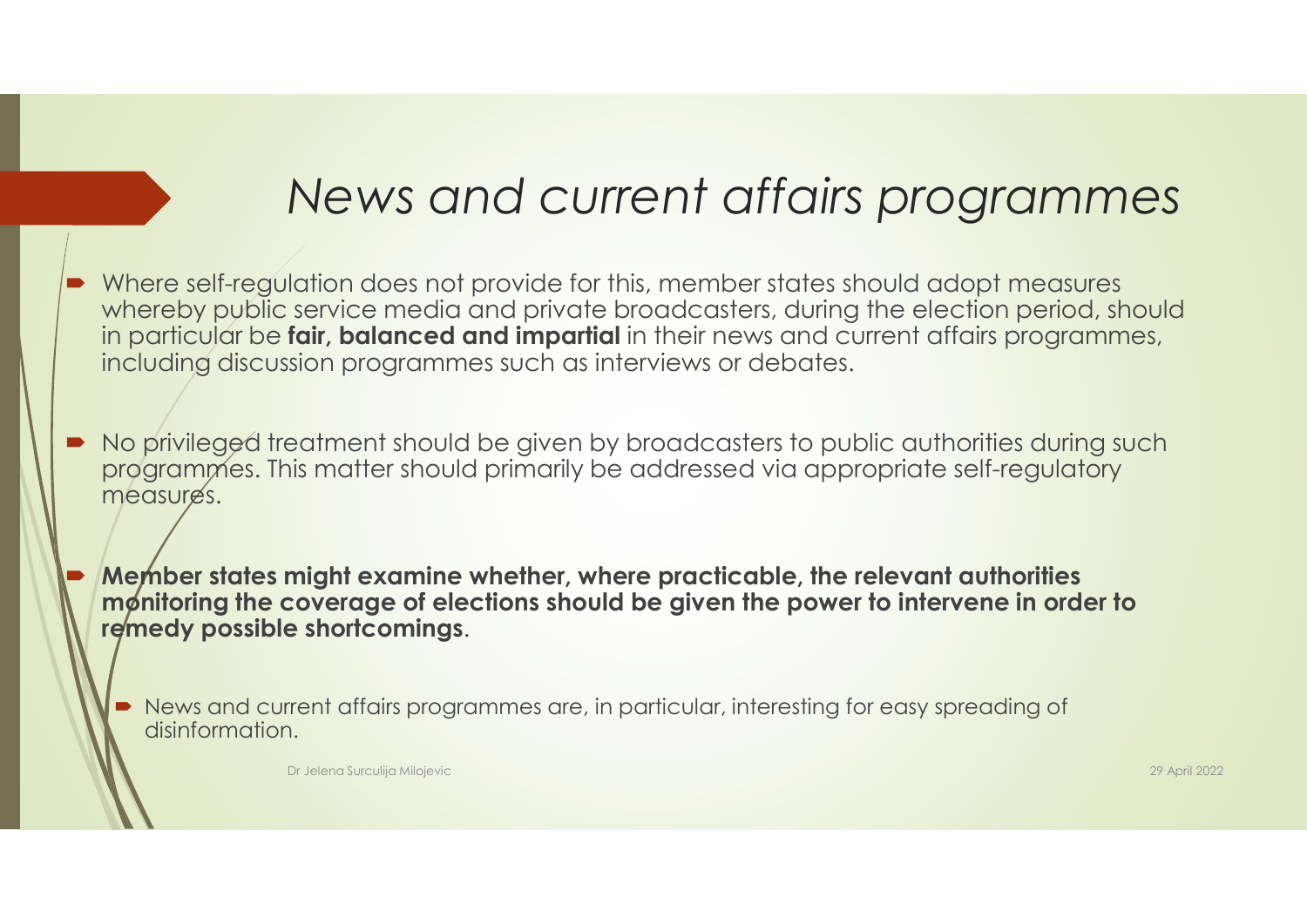# *News and current affairs programmes*

- Where self-regulation does not provide for this, member states should adopt measures whereby public service media and private broadcasters, during the election period, should in particular be **fair, balanced and impartial** in their news and current affairs programmes, including discussion programmes such as interviews or debates.

- No privileged treatment should be given by broadcasters to public authorities during such programmes. This matter should primarily be addressed via appropriate self-regulatory measures.

- **Member states might examine whether, where practicable, the relevant authorities monitoring the coverage of elections should be given the power to intervene in order to remedy possible shortcomings**.

  - News and current affairs programmes are, in particular, interesting for easy spreading of disinformation.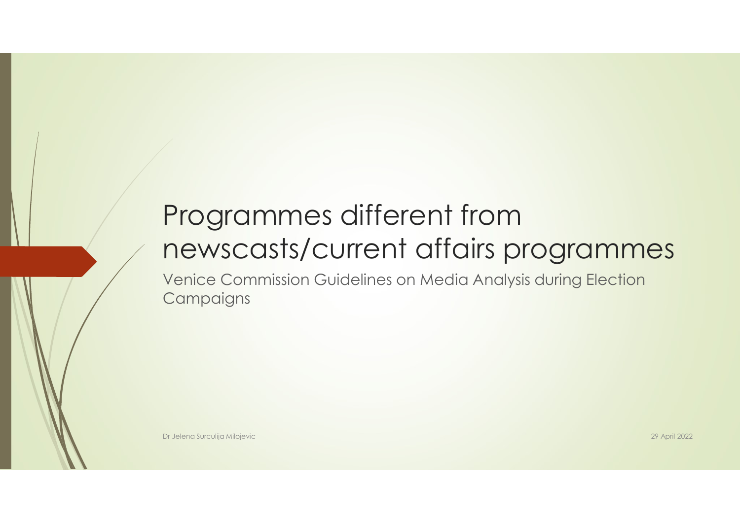# Programmes different from newscasts/current affairs programmes

Venice Commission Guidelines on Media Analysis during Election Campaigns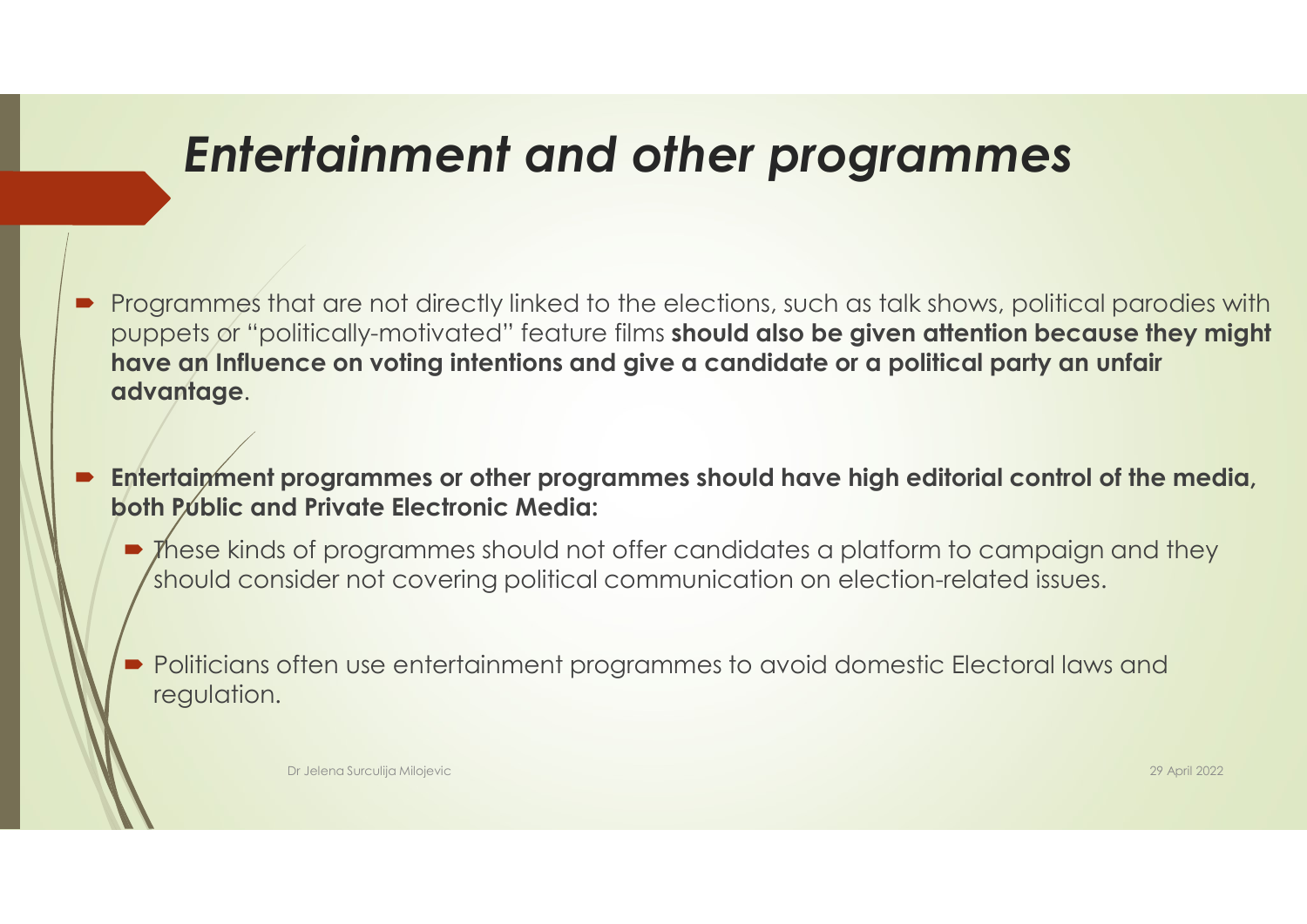# *Entertainment and other programmes*

- Programmes that are not directly linked to the elections, such as talk shows, political parodies with puppets or "politically-motivated" feature films **should also be given attention because they might have an Influence on voting intentions and give a candidate or a political party an unfair advantage**.

- **Entertainment programmes or other programmes should have high editorial control of the media, both Public and Private Electronic Media:**
  - These kinds of programmes should not offer candidates a platform to campaign and they should consider not covering political communication on election-related issues.
  - Politicians often use entertainment programmes to avoid domestic Electoral laws and regulation.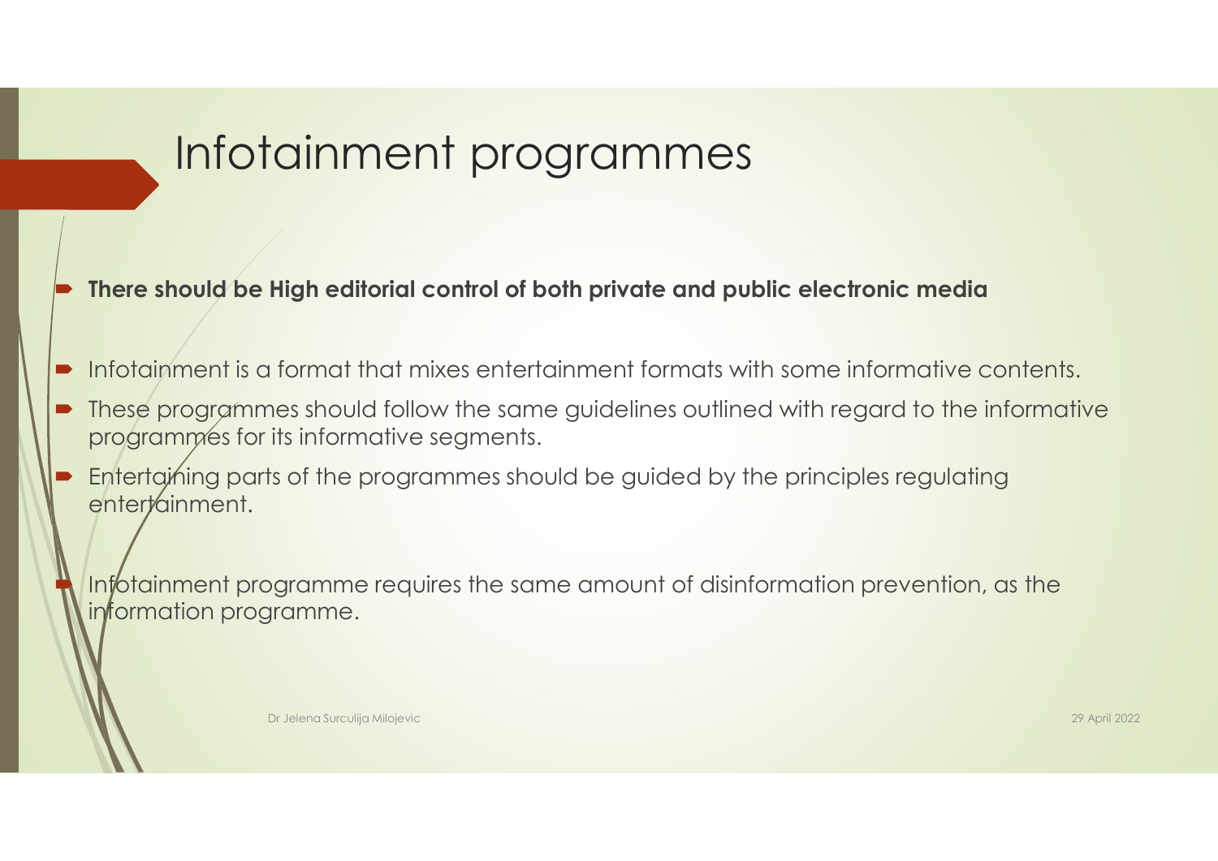# Infotainment programmes

- **There should be High editorial control of both private and public electronic media**
- Infotainment is a format that mixes entertainment formats with some informative contents.
- These programmes should follow the same guidelines outlined with regard to the informative programmes for its informative segments.
- Entertaining parts of the programmes should be guided by the principles regulating entertainment.
- Infotainment programme requires the same amount of disinformation prevention, as the information programme.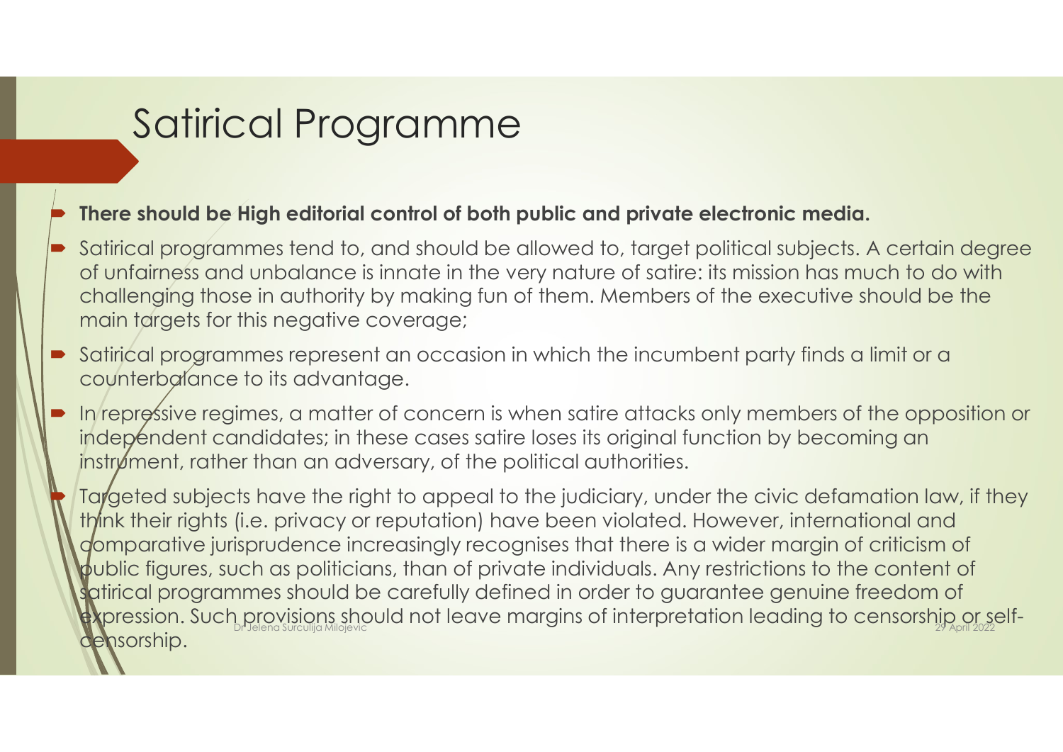# Satirical Programme

- **There should be High editorial control of both public and private electronic media.**
- Satirical programmes tend to, and should be allowed to, target political subjects. A certain degree of unfairness and unbalance is innate in the very nature of satire: its mission has much to do with challenging those in authority by making fun of them. Members of the executive should be the main targets for this negative coverage;
- Satirical programmes represent an occasion in which the incumbent party finds a limit or a counterbalance to its advantage.
- In repressive regimes, a matter of concern is when satire attacks only members of the opposition or independent candidates; in these cases satire loses its original function by becoming an instrument, rather than an adversary, of the political authorities.
- Targeted subjects have the right to appeal to the judiciary, under the civic defamation law, if they think their rights (i.e. privacy or reputation) have been violated. However, international and comparative jurisprudence increasingly recognises that there is a wider margin of criticism of public figures, such as politicians, than of private individuals. Any restrictions to the content of satirical programmes should be carefully defined in order to guarantee genuine freedom of expression. Such provisions should not leave margins of interpretation leading to censorship or self-censorship.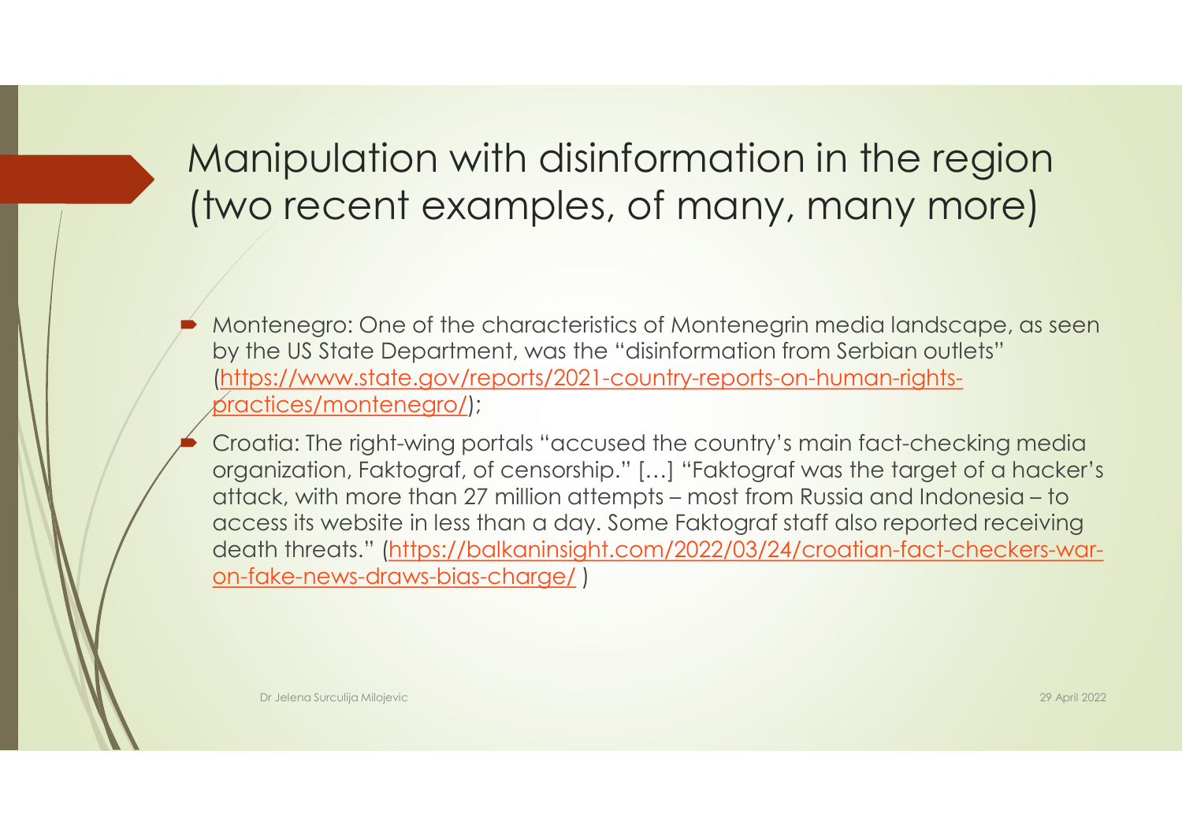# Manipulation with disinformation in the region (two recent examples, of many, many more)

- Montenegro: One of the characteristics of Montenegrin media landscape, as seen by the US State Department, was the "disinformation from Serbian outlets" (https://www.state.gov/reports/2021-country-reports-on-human-rights-practices/montenegro/);
- Croatia: The right-wing portals "accused the country's main fact-checking media organization, Faktograf, of censorship." […] "Faktograf was the target of a hacker's attack, with more than 27 million attempts – most from Russia and Indonesia – to access its website in less than a day. Some Faktograf staff also reported receiving death threats." (https://balkaninsight.com/2022/03/24/croatian-fact-checkers-war-on-fake-news-draws-bias-charge/ )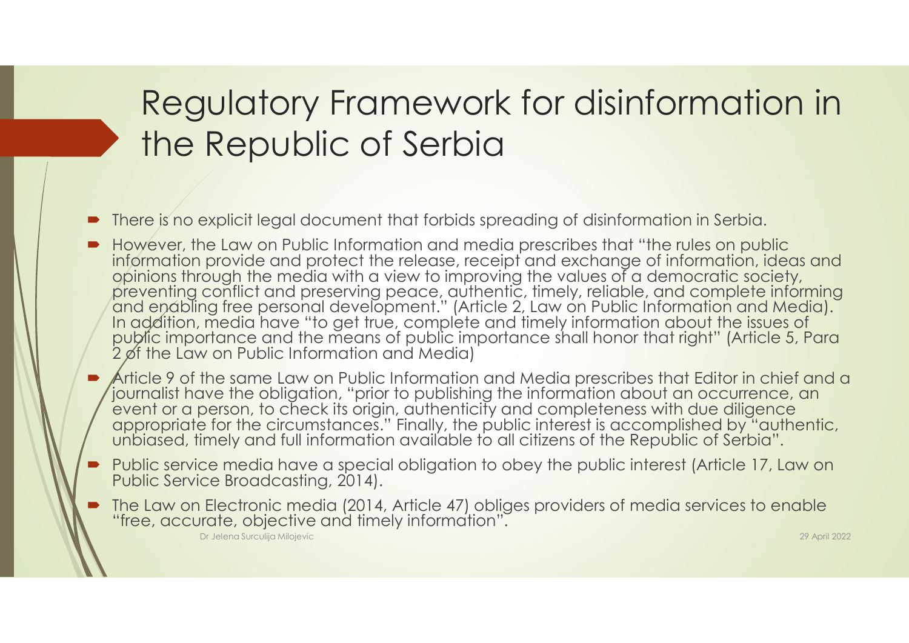# Regulatory Framework for disinformation in the Republic of Serbia

- There is no explicit legal document that forbids spreading of disinformation in Serbia.
- However, the Law on Public Information and media prescribes that "the rules on public information provide and protect the release, receipt and exchange of information, ideas and opinions through the media with a view to improving the values of a democratic society, preventing conflict and preserving peace, authentic, timely, reliable, and complete informing and enabling free personal development." (Article 2, Law on Public Information and Media). In addition, media have "to get true, complete and timely information about the issues of public importance and the means of public importance shall honor that right" (Article 5, Para 2 of the Law on Public Information and Media)
- Article 9 of the same Law on Public Information and Media prescribes that Editor in chief and a journalist have the obligation, "prior to publishing the information about an occurrence, an event or a person, to check its origin, authenticity and completeness with due diligence appropriate for the circumstances." Finally, the public interest is accomplished by "authentic, unbiased, timely and full information available to all citizens of the Republic of Serbia".
- Public service media have a special obligation to obey the public interest (Article 17, Law on Public Service Broadcasting, 2014).
- The Law on Electronic media (2014, Article 47) obliges providers of media services to enable "free, accurate, objective and timely information".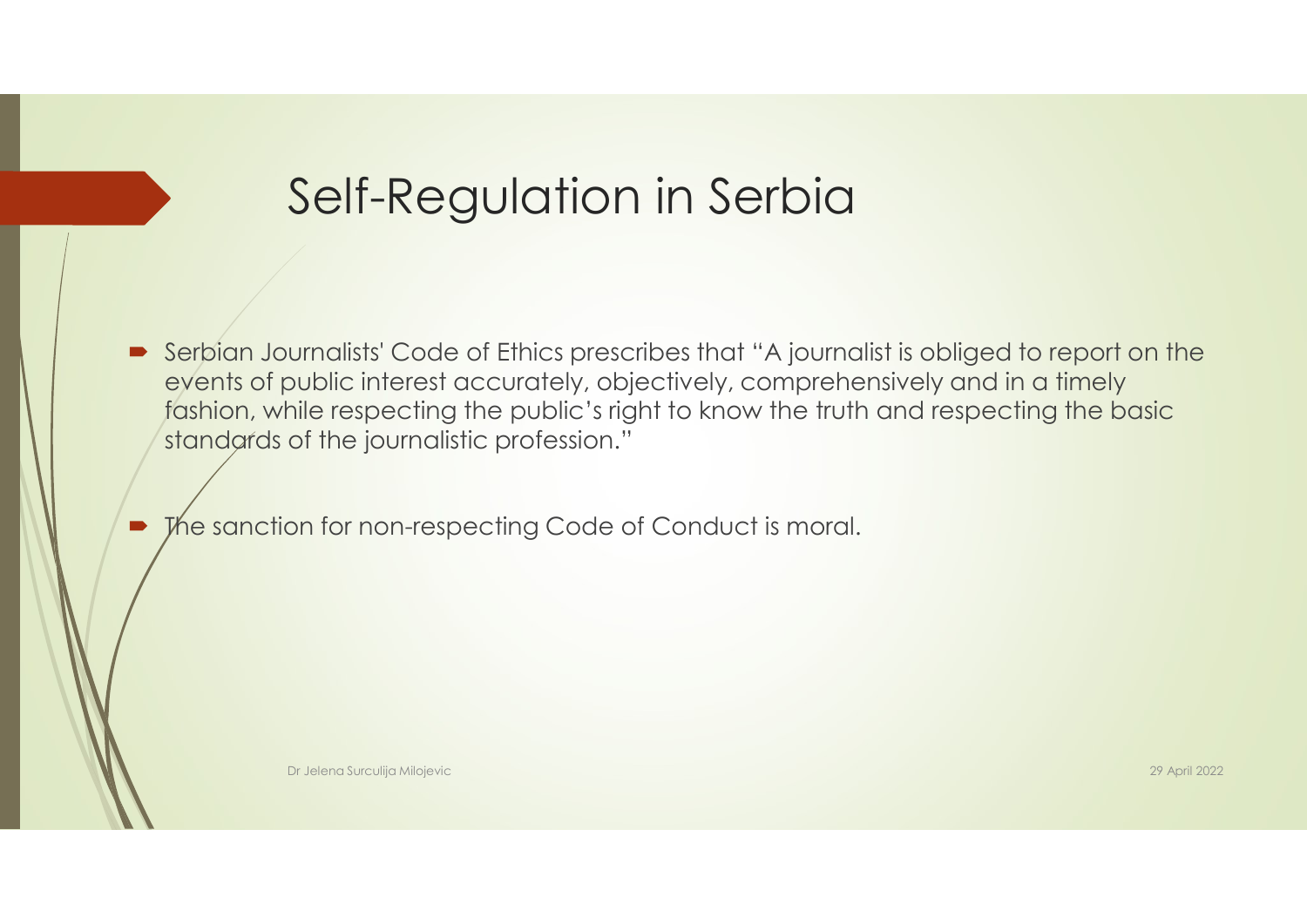# Self-Regulation in Serbia

- Serbian Journalists' Code of Ethics prescribes that "A journalist is obliged to report on the events of public interest accurately, objectively, comprehensively and in a timely fashion, while respecting the public's right to know the truth and respecting the basic standards of the journalistic profession."
- The sanction for non-respecting Code of Conduct is moral.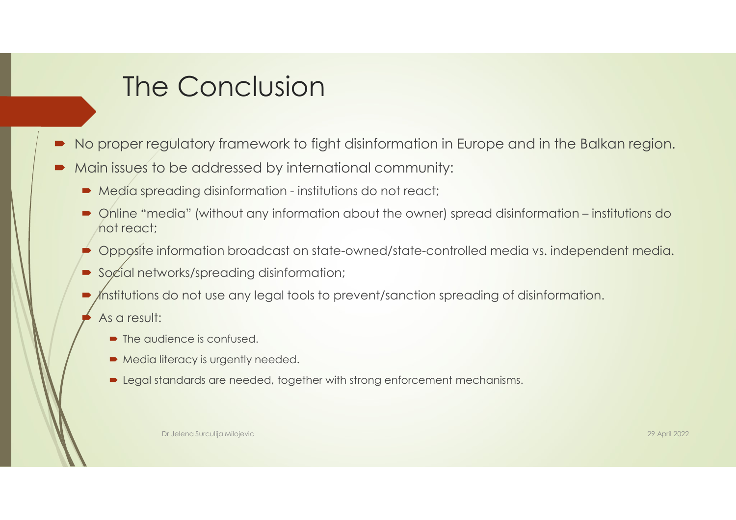# The Conclusion

- No proper regulatory framework to fight disinformation in Europe and in the Balkan region.
- Main issues to be addressed by international community:
  - Media spreading disinformation - institutions do not react;
  - Online "media" (without any information about the owner) spread disinformation – institutions do not react;
  - Opposite information broadcast on state-owned/state-controlled media vs. independent media.
  - Social networks/spreading disinformation;
  - Institutions do not use any legal tools to prevent/sanction spreading of disinformation.
  - As a result:
    - The audience is confused.
    - Media literacy is urgently needed.
    - Legal standards are needed, together with strong enforcement mechanisms.